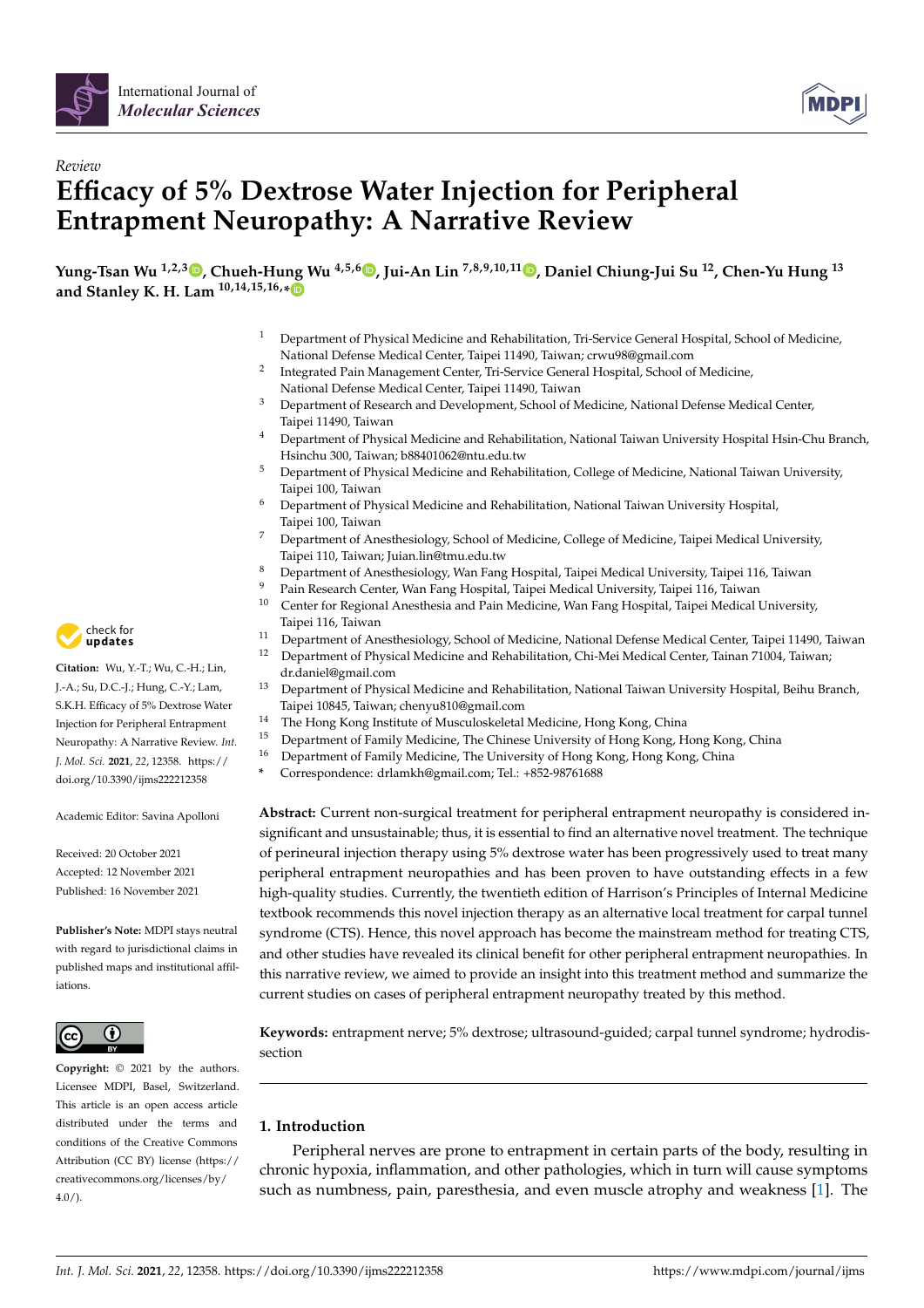Review

# Efficacy of 5% Dextrose Water Injection for Peripheral Entrapment Neuropathy: A Narrative Review

**Yung-Tsan Wu [1,2,3], Chueh-Hung Wu [4,5,6], Jui-An Lin [7,8,9,10,11], Daniel Chiung-Jui Su [12], Chen-Yu Hung [13] and Stanley K. H. Lam [10,14,15,16,*]**

1 Department of Physical Medicine and Rehabilitation, Tri-Service General Hospital, School of Medicine, National Defense Medical Center, Taipei 11490, Taiwan; crwu98@gmail.com
2 Integrated Pain Management Center, Tri-Service General Hospital, School of Medicine, National Defense Medical Center, Taipei 11490, Taiwan
3 Department of Research and Development, School of Medicine, National Defense Medical Center, Taipei 11490, Taiwan
4 Department of Physical Medicine and Rehabilitation, National Taiwan University Hospital Hsin-Chu Branch, Hsinchu 300, Taiwan; b88401062@ntu.edu.tw
5 Department of Physical Medicine and Rehabilitation, College of Medicine, National Taiwan University, Taipei 100, Taiwan
6 Department of Physical Medicine and Rehabilitation, National Taiwan University Hospital, Taipei 100, Taiwan
7 Department of Anesthesiology, School of Medicine, College of Medicine, Taipei Medical University, Taipei 110, Taiwan; Juian.lin@tmu.edu.tw
8 Department of Anesthesiology, Wan Fang Hospital, Taipei Medical University, Taipei 116, Taiwan
9 Pain Research Center, Wan Fang Hospital, Taipei Medical University, Taipei 116, Taiwan
10 Center for Regional Anesthesia and Pain Medicine, Wan Fang Hospital, Taipei Medical University, Taipei 116, Taiwan
11 Department of Anesthesiology, School of Medicine, National Defense Medical Center, Taipei 11490, Taiwan
12 Department of Physical Medicine and Rehabilitation, Chi-Mei Medical Center, Tainan 71004, Taiwan; dr.daniel@gmail.com
13 Department of Physical Medicine and Rehabilitation, National Taiwan University Hospital, Beihu Branch, Taipei 10845, Taiwan; chenyu810@gmail.com
14 The Hong Kong Institute of Musculoskeletal Medicine, Hong Kong, China
15 Department of Family Medicine, The Chinese University of Hong Kong, Hong Kong, China
16 Department of Family Medicine, The University of Hong Kong, Hong Kong, China
* Correspondence: drlamkh@gmail.com; Tel.: +852-98761688

**Citation:** Wu, Y.-T.; Wu, C.-H.; Lin, J.-A.; Su, D.C.-J.; Hung, C.-Y.; Lam, S.K.H. Efficacy of 5% Dextrose Water Injection for Peripheral Entrapment Neuropathy: A Narrative Review. *Int. J. Mol. Sci.* **2021**, *22*, 12358. https://doi.org/10.3390/ijms222212358

Academic Editor: Savina Apolloni

Received: 20 October 2021
Accepted: 12 November 2021
Published: 16 November 2021

**Publisher's Note:** MDPI stays neutral with regard to jurisdictional claims in published maps and institutional affiliations.

**Copyright:** © 2021 by the authors. Licensee MDPI, Basel, Switzerland. This article is an open access article distributed under the terms and conditions of the Creative Commons Attribution (CC BY) license (https://creativecommons.org/licenses/by/4.0/).

**Abstract:** Current non-surgical treatment for peripheral entrapment neuropathy is considered insignificant and unsustainable; thus, it is essential to find an alternative novel treatment. The technique of perineural injection therapy using 5% dextrose water has been progressively used to treat many peripheral entrapment neuropathies and has been proven to have outstanding effects in a few high-quality studies. Currently, the twentieth edition of Harrison's Principles of Internal Medicine textbook recommends this novel injection therapy as an alternative local treatment for carpal tunnel syndrome (CTS). Hence, this novel approach has become the mainstream method for treating CTS, and other studies have revealed its clinical benefit for other peripheral entrapment neuropathies. In this narrative review, we aimed to provide an insight into this treatment method and summarize the current studies on cases of peripheral entrapment neuropathy treated by this method.

**Keywords:** entrapment nerve; 5% dextrose; ultrasound-guided; carpal tunnel syndrome; hydrodissection

## 1. Introduction

Peripheral nerves are prone to entrapment in certain parts of the body, resulting in chronic hypoxia, inflammation, and other pathologies, which in turn will cause symptoms such as numbness, pain, paresthesia, and even muscle atrophy and weakness [1]. The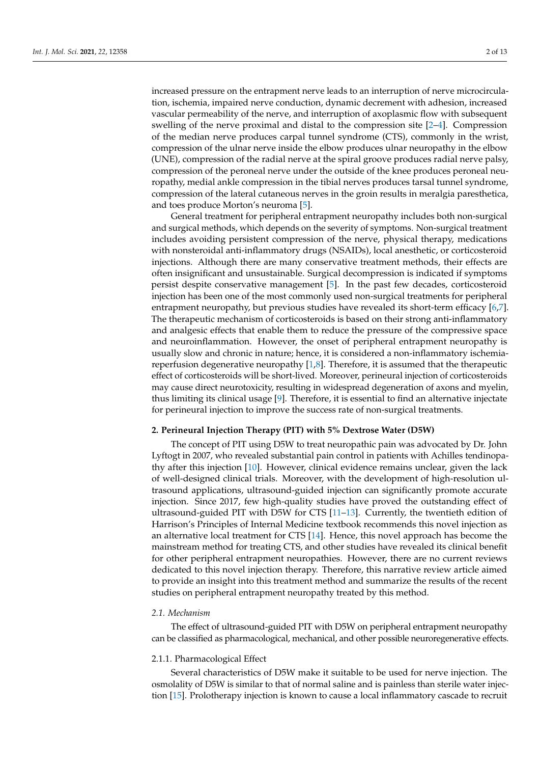increased pressure on the entrapment nerve leads to an interruption of nerve microcirculation, ischemia, impaired nerve conduction, dynamic decrement with adhesion, increased vascular permeability of the nerve, and interruption of axoplasmic flow with subsequent swelling of the nerve proximal and distal to the compression site [2–4]. Compression of the median nerve produces carpal tunnel syndrome (CTS), commonly in the wrist, compression of the ulnar nerve inside the elbow produces ulnar neuropathy in the elbow (UNE), compression of the radial nerve at the spiral groove produces radial nerve palsy, compression of the peroneal nerve under the outside of the knee produces peroneal neuropathy, medial ankle compression in the tibial nerves produces tarsal tunnel syndrome, compression of the lateral cutaneous nerves in the groin results in meralgia paresthetica, and toes produce Morton's neuroma [5].

General treatment for peripheral entrapment neuropathy includes both non-surgical and surgical methods, which depends on the severity of symptoms. Non-surgical treatment includes avoiding persistent compression of the nerve, physical therapy, medications with nonsteroidal anti-inflammatory drugs (NSAIDs), local anesthetic, or corticosteroid injections. Although there are many conservative treatment methods, their effects are often insignificant and unsustainable. Surgical decompression is indicated if symptoms persist despite conservative management [5]. In the past few decades, corticosteroid injection has been one of the most commonly used non-surgical treatments for peripheral entrapment neuropathy, but previous studies have revealed its short-term efficacy [6,7]. The therapeutic mechanism of corticosteroids is based on their strong anti-inflammatory and analgesic effects that enable them to reduce the pressure of the compressive space and neuroinflammation. However, the onset of peripheral entrapment neuropathy is usually slow and chronic in nature; hence, it is considered a non-inflammatory ischemia-reperfusion degenerative neuropathy [1,8]. Therefore, it is assumed that the therapeutic effect of corticosteroids will be short-lived. Moreover, perineural injection of corticosteroids may cause direct neurotoxicity, resulting in widespread degeneration of axons and myelin, thus limiting its clinical usage [9]. Therefore, it is essential to find an alternative injectate for perineural injection to improve the success rate of non-surgical treatments.

## 2. Perineural Injection Therapy (PIT) with 5% Dextrose Water (D5W)

The concept of PIT using D5W to treat neuropathic pain was advocated by Dr. John Lyftogt in 2007, who revealed substantial pain control in patients with Achilles tendinopathy after this injection [10]. However, clinical evidence remains unclear, given the lack of well-designed clinical trials. Moreover, with the development of high-resolution ultrasound applications, ultrasound-guided injection can significantly promote accurate injection. Since 2017, few high-quality studies have proved the outstanding effect of ultrasound-guided PIT with D5W for CTS [11–13]. Currently, the twentieth edition of Harrison's Principles of Internal Medicine textbook recommends this novel injection as an alternative local treatment for CTS [14]. Hence, this novel approach has become the mainstream method for treating CTS, and other studies have revealed its clinical benefit for other peripheral entrapment neuropathies. However, there are no current reviews dedicated to this novel injection therapy. Therefore, this narrative review article aimed to provide an insight into this treatment method and summarize the results of the recent studies on peripheral entrapment neuropathy treated by this method.

### *2.1. Mechanism*

The effect of ultrasound-guided PIT with D5W on peripheral entrapment neuropathy can be classified as pharmacological, mechanical, and other possible neuroregenerative effects.

#### 2.1.1. Pharmacological Effect

Several characteristics of D5W make it suitable to be used for nerve injection. The osmolality of D5W is similar to that of normal saline and is painless than sterile water injection [15]. Prolotherapy injection is known to cause a local inflammatory cascade to recruit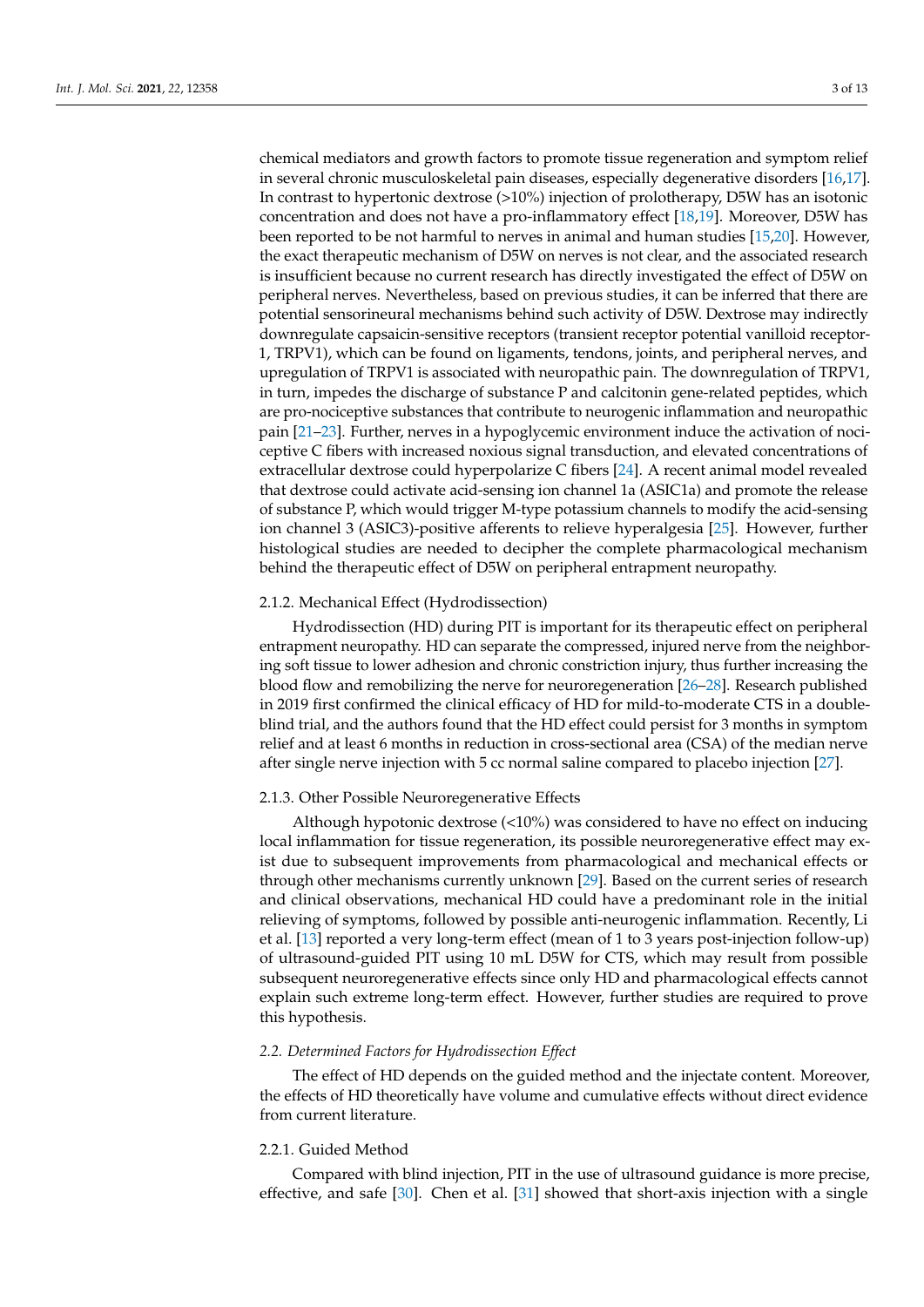chemical mediators and growth factors to promote tissue regeneration and symptom relief in several chronic musculoskeletal pain diseases, especially degenerative disorders [16,17]. In contrast to hypertonic dextrose (>10%) injection of prolotherapy, D5W has an isotonic concentration and does not have a pro-inflammatory effect [18,19]. Moreover, D5W has been reported to be not harmful to nerves in animal and human studies [15,20]. However, the exact therapeutic mechanism of D5W on nerves is not clear, and the associated research is insufficient because no current research has directly investigated the effect of D5W on peripheral nerves. Nevertheless, based on previous studies, it can be inferred that there are potential sensorineural mechanisms behind such activity of D5W. Dextrose may indirectly downregulate capsaicin-sensitive receptors (transient receptor potential vanilloid receptor-1, TRPV1), which can be found on ligaments, tendons, joints, and peripheral nerves, and upregulation of TRPV1 is associated with neuropathic pain. The downregulation of TRPV1, in turn, impedes the discharge of substance P and calcitonin gene-related peptides, which are pro-nociceptive substances that contribute to neurogenic inflammation and neuropathic pain [21–23]. Further, nerves in a hypoglycemic environment induce the activation of nociceptive C fibers with increased noxious signal transduction, and elevated concentrations of extracellular dextrose could hyperpolarize C fibers [24]. A recent animal model revealed that dextrose could activate acid-sensing ion channel 1a (ASIC1a) and promote the release of substance P, which would trigger M-type potassium channels to modify the acid-sensing ion channel 3 (ASIC3)-positive afferents to relieve hyperalgesia [25]. However, further histological studies are needed to decipher the complete pharmacological mechanism behind the therapeutic effect of D5W on peripheral entrapment neuropathy.

#### 2.1.2. Mechanical Effect (Hydrodissection)

Hydrodissection (HD) during PIT is important for its therapeutic effect on peripheral entrapment neuropathy. HD can separate the compressed, injured nerve from the neighboring soft tissue to lower adhesion and chronic constriction injury, thus further increasing the blood flow and remobilizing the nerve for neuroregeneration [26–28]. Research published in 2019 first confirmed the clinical efficacy of HD for mild-to-moderate CTS in a double-blind trial, and the authors found that the HD effect could persist for 3 months in symptom relief and at least 6 months in reduction in cross-sectional area (CSA) of the median nerve after single nerve injection with 5 cc normal saline compared to placebo injection [27].

#### 2.1.3. Other Possible Neuroregenerative Effects

Although hypotonic dextrose (<10%) was considered to have no effect on inducing local inflammation for tissue regeneration, its possible neuroregenerative effect may exist due to subsequent improvements from pharmacological and mechanical effects or through other mechanisms currently unknown [29]. Based on the current series of research and clinical observations, mechanical HD could have a predominant role in the initial relieving of symptoms, followed by possible anti-neurogenic inflammation. Recently, Li et al. [13] reported a very long-term effect (mean of 1 to 3 years post-injection follow-up) of ultrasound-guided PIT using 10 mL D5W for CTS, which may result from possible subsequent neuroregenerative effects since only HD and pharmacological effects cannot explain such extreme long-term effect. However, further studies are required to prove this hypothesis.

### *2.2. Determined Factors for Hydrodissection Effect*

The effect of HD depends on the guided method and the injectate content. Moreover, the effects of HD theoretically have volume and cumulative effects without direct evidence from current literature.

#### 2.2.1. Guided Method

Compared with blind injection, PIT in the use of ultrasound guidance is more precise, effective, and safe [30]. Chen et al. [31] showed that short-axis injection with a single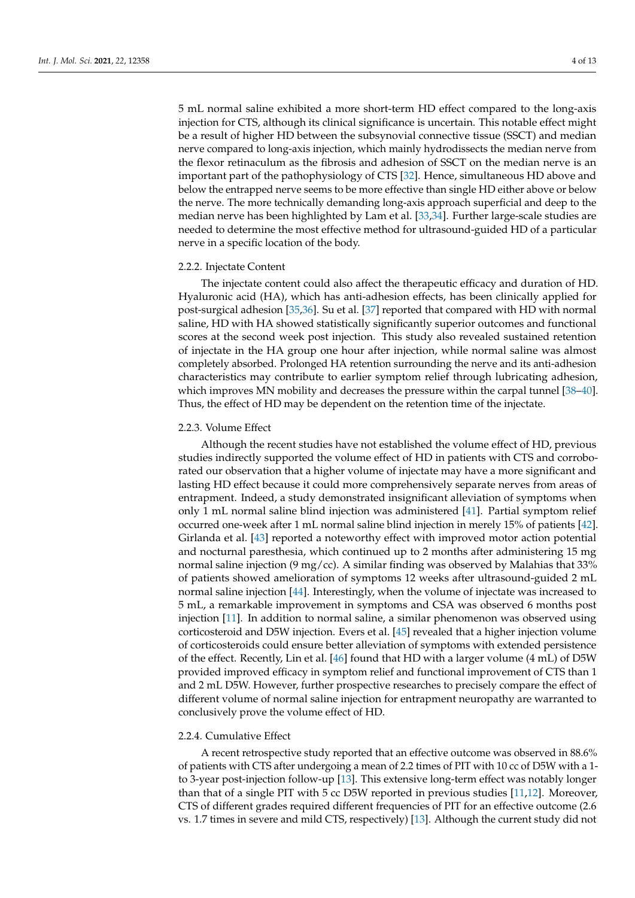5 mL normal saline exhibited a more short-term HD effect compared to the long-axis injection for CTS, although its clinical significance is uncertain. This notable effect might be a result of higher HD between the subsynovial connective tissue (SSCT) and median nerve compared to long-axis injection, which mainly hydrodissects the median nerve from the flexor retinaculum as the fibrosis and adhesion of SSCT on the median nerve is an important part of the pathophysiology of CTS [32]. Hence, simultaneous HD above and below the entrapped nerve seems to be more effective than single HD either above or below the nerve. The more technically demanding long-axis approach superficial and deep to the median nerve has been highlighted by Lam et al. [33,34]. Further large-scale studies are needed to determine the most effective method for ultrasound-guided HD of a particular nerve in a specific location of the body.

#### 2.2.2. Injectate Content

The injectate content could also affect the therapeutic efficacy and duration of HD. Hyaluronic acid (HA), which has anti-adhesion effects, has been clinically applied for post-surgical adhesion [35,36]. Su et al. [37] reported that compared with HD with normal saline, HD with HA showed statistically significantly superior outcomes and functional scores at the second week post injection. This study also revealed sustained retention of injectate in the HA group one hour after injection, while normal saline was almost completely absorbed. Prolonged HA retention surrounding the nerve and its anti-adhesion characteristics may contribute to earlier symptom relief through lubricating adhesion, which improves MN mobility and decreases the pressure within the carpal tunnel [38–40]. Thus, the effect of HD may be dependent on the retention time of the injectate.

#### 2.2.3. Volume Effect

Although the recent studies have not established the volume effect of HD, previous studies indirectly supported the volume effect of HD in patients with CTS and corroborated our observation that a higher volume of injectate may have a more significant and lasting HD effect because it could more comprehensively separate nerves from areas of entrapment. Indeed, a study demonstrated insignificant alleviation of symptoms when only 1 mL normal saline blind injection was administered [41]. Partial symptom relief occurred one-week after 1 mL normal saline blind injection in merely 15% of patients [42]. Girlanda et al. [43] reported a noteworthy effect with improved motor action potential and nocturnal paresthesia, which continued up to 2 months after administering 15 mg normal saline injection (9 mg/cc). A similar finding was observed by Malahias that 33% of patients showed amelioration of symptoms 12 weeks after ultrasound-guided 2 mL normal saline injection [44]. Interestingly, when the volume of injectate was increased to 5 mL, a remarkable improvement in symptoms and CSA was observed 6 months post injection [11]. In addition to normal saline, a similar phenomenon was observed using corticosteroid and D5W injection. Evers et al. [45] revealed that a higher injection volume of corticosteroids could ensure better alleviation of symptoms with extended persistence of the effect. Recently, Lin et al. [46] found that HD with a larger volume (4 mL) of D5W provided improved efficacy in symptom relief and functional improvement of CTS than 1 and 2 mL D5W. However, further prospective researches to precisely compare the effect of different volume of normal saline injection for entrapment neuropathy are warranted to conclusively prove the volume effect of HD.

#### 2.2.4. Cumulative Effect

A recent retrospective study reported that an effective outcome was observed in 88.6% of patients with CTS after undergoing a mean of 2.2 times of PIT with 10 cc of D5W with a 1- to 3-year post-injection follow-up [13]. This extensive long-term effect was notably longer than that of a single PIT with 5 cc D5W reported in previous studies [11,12]. Moreover, CTS of different grades required different frequencies of PIT for an effective outcome (2.6 vs. 1.7 times in severe and mild CTS, respectively) [13]. Although the current study did not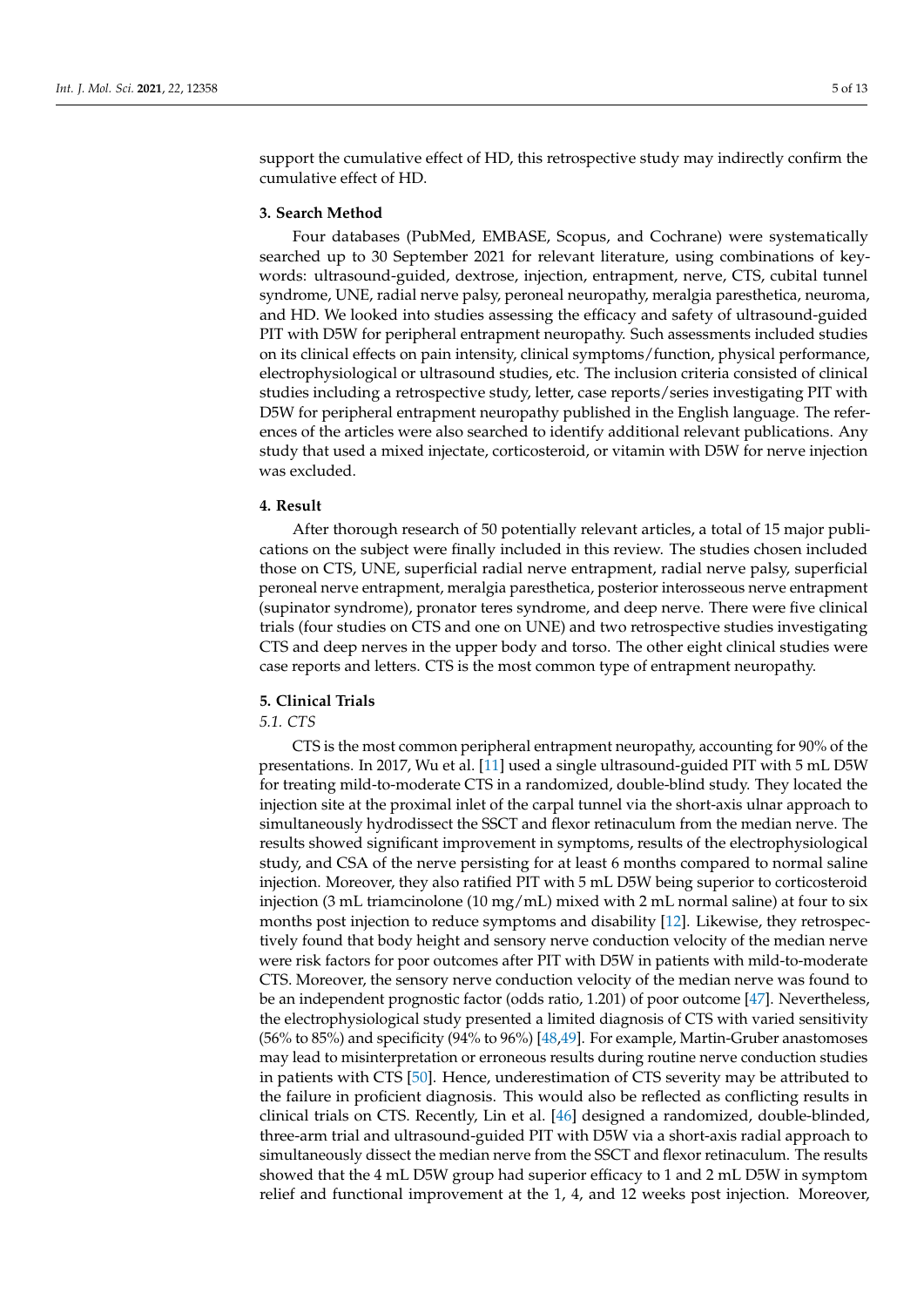support the cumulative effect of HD, this retrospective study may indirectly confirm the cumulative effect of HD.

## 3. Search Method

Four databases (PubMed, EMBASE, Scopus, and Cochrane) were systematically searched up to 30 September 2021 for relevant literature, using combinations of keywords: ultrasound-guided, dextrose, injection, entrapment, nerve, CTS, cubital tunnel syndrome, UNE, radial nerve palsy, peroneal neuropathy, meralgia paresthetica, neuroma, and HD. We looked into studies assessing the efficacy and safety of ultrasound-guided PIT with D5W for peripheral entrapment neuropathy. Such assessments included studies on its clinical effects on pain intensity, clinical symptoms/function, physical performance, electrophysiological or ultrasound studies, etc. The inclusion criteria consisted of clinical studies including a retrospective study, letter, case reports/series investigating PIT with D5W for peripheral entrapment neuropathy published in the English language. The references of the articles were also searched to identify additional relevant publications. Any study that used a mixed injectate, corticosteroid, or vitamin with D5W for nerve injection was excluded.

## 4. Result

After thorough research of 50 potentially relevant articles, a total of 15 major publications on the subject were finally included in this review. The studies chosen included those on CTS, UNE, superficial radial nerve entrapment, radial nerve palsy, superficial peroneal nerve entrapment, meralgia paresthetica, posterior interosseous nerve entrapment (supinator syndrome), pronator teres syndrome, and deep nerve. There were five clinical trials (four studies on CTS and one on UNE) and two retrospective studies investigating CTS and deep nerves in the upper body and torso. The other eight clinical studies were case reports and letters. CTS is the most common type of entrapment neuropathy.

## 5. Clinical Trials

### *5.1. CTS*

CTS is the most common peripheral entrapment neuropathy, accounting for 90% of the presentations. In 2017, Wu et al. [11] used a single ultrasound-guided PIT with 5 mL D5W for treating mild-to-moderate CTS in a randomized, double-blind study. They located the injection site at the proximal inlet of the carpal tunnel via the short-axis ulnar approach to simultaneously hydrodissect the SSCT and flexor retinaculum from the median nerve. The results showed significant improvement in symptoms, results of the electrophysiological study, and CSA of the nerve persisting for at least 6 months compared to normal saline injection. Moreover, they also ratified PIT with 5 mL D5W being superior to corticosteroid injection (3 mL triamcinolone (10 mg/mL) mixed with 2 mL normal saline) at four to six months post injection to reduce symptoms and disability [12]. Likewise, they retrospectively found that body height and sensory nerve conduction velocity of the median nerve were risk factors for poor outcomes after PIT with D5W in patients with mild-to-moderate CTS. Moreover, the sensory nerve conduction velocity of the median nerve was found to be an independent prognostic factor (odds ratio, 1.201) of poor outcome [47]. Nevertheless, the electrophysiological study presented a limited diagnosis of CTS with varied sensitivity (56% to 85%) and specificity (94% to 96%) [48,49]. For example, Martin-Gruber anastomoses may lead to misinterpretation or erroneous results during routine nerve conduction studies in patients with CTS [50]. Hence, underestimation of CTS severity may be attributed to the failure in proficient diagnosis. This would also be reflected as conflicting results in clinical trials on CTS. Recently, Lin et al. [46] designed a randomized, double-blinded, three-arm trial and ultrasound-guided PIT with D5W via a short-axis radial approach to simultaneously dissect the median nerve from the SSCT and flexor retinaculum. The results showed that the 4 mL D5W group had superior efficacy to 1 and 2 mL D5W in symptom relief and functional improvement at the 1, 4, and 12 weeks post injection. Moreover,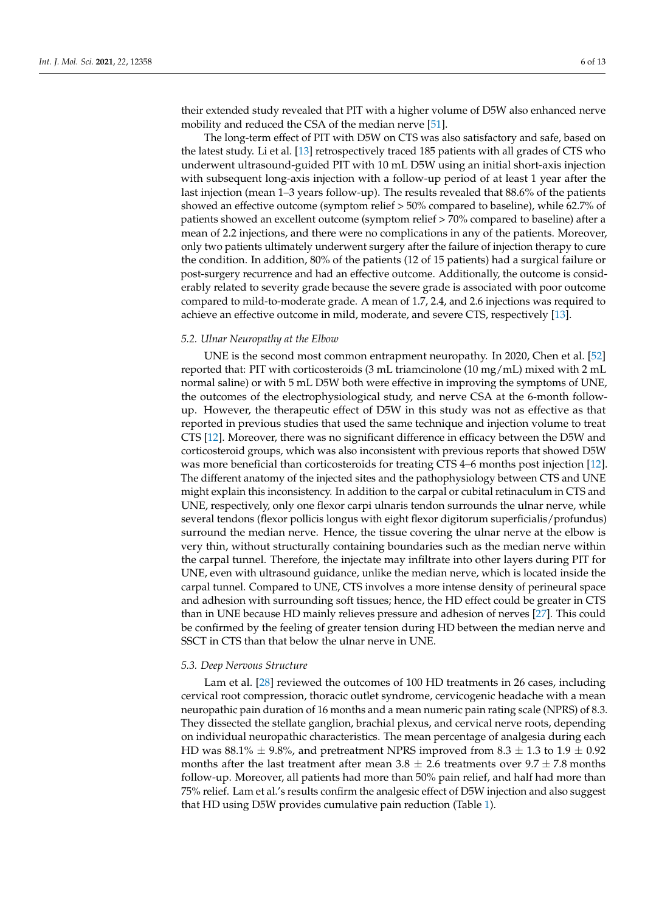their extended study revealed that PIT with a higher volume of D5W also enhanced nerve mobility and reduced the CSA of the median nerve [51].

The long-term effect of PIT with D5W on CTS was also satisfactory and safe, based on the latest study. Li et al. [13] retrospectively traced 185 patients with all grades of CTS who underwent ultrasound-guided PIT with 10 mL D5W using an initial short-axis injection with subsequent long-axis injection with a follow-up period of at least 1 year after the last injection (mean 1–3 years follow-up). The results revealed that 88.6% of the patients showed an effective outcome (symptom relief > 50% compared to baseline), while 62.7% of patients showed an excellent outcome (symptom relief > 70% compared to baseline) after a mean of 2.2 injections, and there were no complications in any of the patients. Moreover, only two patients ultimately underwent surgery after the failure of injection therapy to cure the condition. In addition, 80% of the patients (12 of 15 patients) had a surgical failure or post-surgery recurrence and had an effective outcome. Additionally, the outcome is considerably related to severity grade because the severe grade is associated with poor outcome compared to mild-to-moderate grade. A mean of 1.7, 2.4, and 2.6 injections was required to achieve an effective outcome in mild, moderate, and severe CTS, respectively [13].

### *5.2. Ulnar Neuropathy at the Elbow*

UNE is the second most common entrapment neuropathy. In 2020, Chen et al. [52] reported that: PIT with corticosteroids (3 mL triamcinolone (10 mg/mL) mixed with 2 mL normal saline) or with 5 mL D5W both were effective in improving the symptoms of UNE, the outcomes of the electrophysiological study, and nerve CSA at the 6-month follow-up. However, the therapeutic effect of D5W in this study was not as effective as that reported in previous studies that used the same technique and injection volume to treat CTS [12]. Moreover, there was no significant difference in efficacy between the D5W and corticosteroid groups, which was also inconsistent with previous reports that showed D5W was more beneficial than corticosteroids for treating CTS 4–6 months post injection [12]. The different anatomy of the injected sites and the pathophysiology between CTS and UNE might explain this inconsistency. In addition to the carpal or cubital retinaculum in CTS and UNE, respectively, only one flexor carpi ulnaris tendon surrounds the ulnar nerve, while several tendons (flexor pollicis longus with eight flexor digitorum superficialis/profundus) surround the median nerve. Hence, the tissue covering the ulnar nerve at the elbow is very thin, without structurally containing boundaries such as the median nerve within the carpal tunnel. Therefore, the injectate may infiltrate into other layers during PIT for UNE, even with ultrasound guidance, unlike the median nerve, which is located inside the carpal tunnel. Compared to UNE, CTS involves a more intense density of perineural space and adhesion with surrounding soft tissues; hence, the HD effect could be greater in CTS than in UNE because HD mainly relieves pressure and adhesion of nerves [27]. This could be confirmed by the feeling of greater tension during HD between the median nerve and SSCT in CTS than that below the ulnar nerve in UNE.

### *5.3. Deep Nervous Structure*

Lam et al. [28] reviewed the outcomes of 100 HD treatments in 26 cases, including cervical root compression, thoracic outlet syndrome, cervicogenic headache with a mean neuropathic pain duration of 16 months and a mean numeric pain rating scale (NPRS) of 8.3. They dissected the stellate ganglion, brachial plexus, and cervical nerve roots, depending on individual neuropathic characteristics. The mean percentage of analgesia during each HD was 88.1% ± 9.8%, and pretreatment NPRS improved from 8.3 ± 1.3 to 1.9 ± 0.92 months after the last treatment after mean 3.8 ± 2.6 treatments over 9.7 ± 7.8 months follow-up. Moreover, all patients had more than 50% pain relief, and half had more than 75% relief. Lam et al.'s results confirm the analgesic effect of D5W injection and also suggest that HD using D5W provides cumulative pain reduction (Table 1).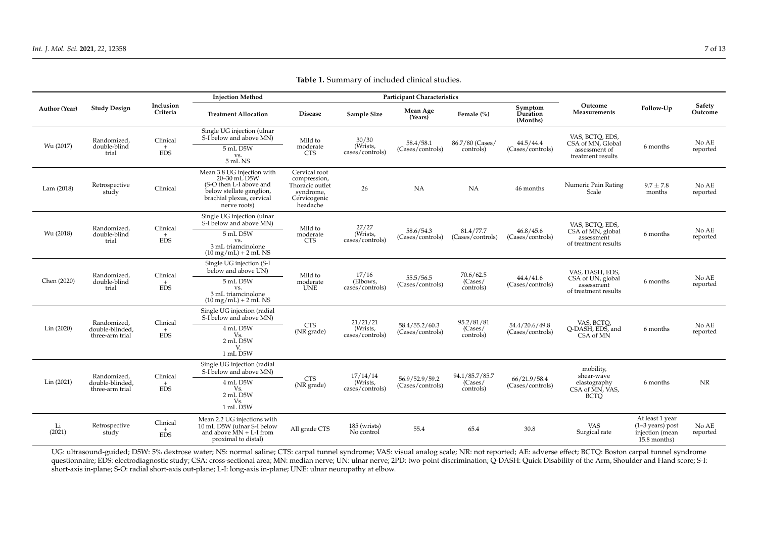**Table 1.** Summary of included clinical studies.

| Author (Year) | Study Design | Inclusion Criteria | Injection Method | Participant Characteristics | | | | | Outcome Measurements | Follow-Up | Safety Outcome |
|---|---|---|---|---|---|---|---|---|---|---|---|
| | | | Treatment Allocation | Disease | Sample Size | Mean Age (Years) | Female (%) | Symptom Duration (Months) | | | |
| Wu (2017) | Randomized, double-blind trial | Clinical + EDS | Single UG injection (ulnar S-I below and above MN); 5 mL D5W vs. 5 mL NS | Mild to moderate CTS | 30/30 (Wrists, cases/controls) | 58.4/58.1 (Cases/controls) | 86.7/80 (Cases/controls) | 44.5/44.4 (Cases/controls) | VAS, BCTQ, EDS, CSA of MN, Global assessment of treatment results | 6 months | No AE reported |
| Lam (2018) | Retrospective study | Clinical | Mean 3.8 UG injection with 20–30 mL D5W (S-O then L-I above and below stellate ganglion, brachial plexus, cervical nerve roots) | Cervical root compression, Thoracic outlet syndrome, Cervicogenic headache | 26 | NA | NA | 46 months | Numeric Pain Rating Scale | 9.7 ± 7.8 months | No AE reported |
| Wu (2018) | Randomized, double-blind trial | Clinical + EDS | Single UG injection (ulnar S-I below and above MN); 5 mL D5W vs. 3 mL triamcinolone (10 mg/mL) + 2 mL NS | Mild to moderate CTS | 27/27 (Wrists, cases/controls) | 58.6/54.3 (Cases/controls) | 81.4/77.7 (Cases/controls) | 46.8/45.6 (Cases/controls) | VAS, BCTQ, EDS, CSA of MN, global assessment of treatment results | 6 months | No AE reported |
| Chen (2020) | Randomized, double-blind trial | Clinical + EDS | Single UG injection (S-I below and above UN); 5 mL D5W vs. 3 mL triamcinolone (10 mg/mL) + 2 mL NS | Mild to moderate UNE | 17/16 (Elbows, cases/controls) | 55.5/56.5 (Cases/controls) | 70.6/62.5 (Cases/controls) | 44.4/41.6 (Cases/controls) | VAS, DASH, EDS, CSA of UN, global assessment of treatment results | 6 months | No AE reported |
| Lin (2020) | Randomized, double-blinded, three-arm trial | Clinical + EDS | Single UG injection (radial S-I below and above MN); 4 mL D5W Vs. 2 mL D5W V. 1 mL D5W | CTS (NR grade) | 21/21/21 (Wrists, cases/controls) | 58.4/55.2/60.3 (Cases/controls) | 95.2/81/81 (Cases/controls) | 54.4/20.6/49.8 (Cases/controls) | VAS, BCTQ, Q-DASH, EDS, and CSA of MN | 6 months | No AE reported |
| Lin (2021) | Randomized, double-blinded, three-arm trial | Clinical + EDS | Single UG injection (radial S-I below and above MN); 4 mL D5W Vs. 2 mL D5W Vs. 1 mL D5W | CTS (NR grade) | 17/14/14 (Wrists, cases/controls) | 56.9/52.9/59.2 (Cases/controls) | 94.1/85.7/85.7 (Cases/controls) | 66/21.9/58.4 (Cases/controls) | mobility, shear-wave elastography CSA of MN, VAS, BCTQ | 6 months | NR |
| Li (2021) | Retrospective study | Clinical + EDS | Mean 2.2 UG injections with 10 mL D5W (ulnar S-I below and above MN + L-I from proximal to distal) | All grade CTS | 185 (wrists) No control | 55.4 | 65.4 | 30.8 | VAS Surgical rate | At least 1 year (1–3 years) post injection (mean 15.8 months) | No AE reported |

UG: ultrasound-guided; D5W: 5% dextrose water; NS: normal saline; CTS: carpal tunnel syndrome; VAS: visual analog scale; NR: not reported; AE: adverse effect; BCTQ: Boston carpal tunnel syndrome questionnaire; EDS: electrodiagnostic study; CSA: cross-sectional area; MN: median nerve; UN: ulnar nerve; 2PD: two-point discrimination; Q-DASH: Quick Disability of the Arm, Shoulder and Hand score; S-I: short-axis in-plane; S-O: radial short-axis out-plane; L-I: long-axis in-plane; UNE: ulnar neuropathy at elbow.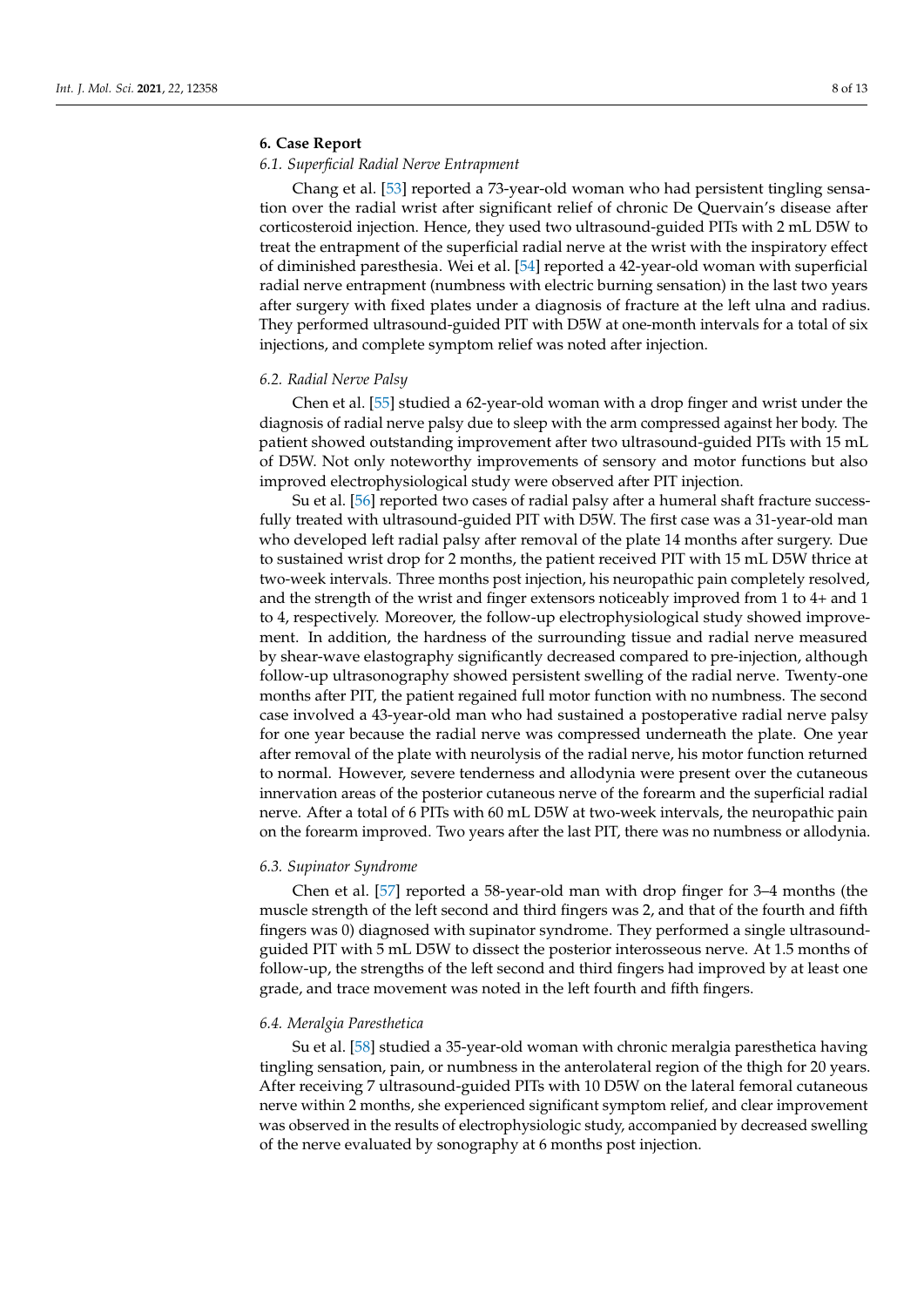## 6. Case Report

### 6.1. Superficial Radial Nerve Entrapment

Chang et al. [53] reported a 73-year-old woman who had persistent tingling sensation over the radial wrist after significant relief of chronic De Quervain's disease after corticosteroid injection. Hence, they used two ultrasound-guided PITs with 2 mL D5W to treat the entrapment of the superficial radial nerve at the wrist with the inspiratory effect of diminished paresthesia. Wei et al. [54] reported a 42-year-old woman with superficial radial nerve entrapment (numbness with electric burning sensation) in the last two years after surgery with fixed plates under a diagnosis of fracture at the left ulna and radius. They performed ultrasound-guided PIT with D5W at one-month intervals for a total of six injections, and complete symptom relief was noted after injection.

### 6.2. Radial Nerve Palsy

Chen et al. [55] studied a 62-year-old woman with a drop finger and wrist under the diagnosis of radial nerve palsy due to sleep with the arm compressed against her body. The patient showed outstanding improvement after two ultrasound-guided PITs with 15 mL of D5W. Not only noteworthy improvements of sensory and motor functions but also improved electrophysiological study were observed after PIT injection.

Su et al. [56] reported two cases of radial palsy after a humeral shaft fracture successfully treated with ultrasound-guided PIT with D5W. The first case was a 31-year-old man who developed left radial palsy after removal of the plate 14 months after surgery. Due to sustained wrist drop for 2 months, the patient received PIT with 15 mL D5W thrice at two-week intervals. Three months post injection, his neuropathic pain completely resolved, and the strength of the wrist and finger extensors noticeably improved from 1 to 4+ and 1 to 4, respectively. Moreover, the follow-up electrophysiological study showed improvement. In addition, the hardness of the surrounding tissue and radial nerve measured by shear-wave elastography significantly decreased compared to pre-injection, although follow-up ultrasonography showed persistent swelling of the radial nerve. Twenty-one months after PIT, the patient regained full motor function with no numbness. The second case involved a 43-year-old man who had sustained a postoperative radial nerve palsy for one year because the radial nerve was compressed underneath the plate. One year after removal of the plate with neurolysis of the radial nerve, his motor function returned to normal. However, severe tenderness and allodynia were present over the cutaneous innervation areas of the posterior cutaneous nerve of the forearm and the superficial radial nerve. After a total of 6 PITs with 60 mL D5W at two-week intervals, the neuropathic pain on the forearm improved. Two years after the last PIT, there was no numbness or allodynia.

### 6.3. Supinator Syndrome

Chen et al. [57] reported a 58-year-old man with drop finger for 3–4 months (the muscle strength of the left second and third fingers was 2, and that of the fourth and fifth fingers was 0) diagnosed with supinator syndrome. They performed a single ultrasound-guided PIT with 5 mL D5W to dissect the posterior interosseous nerve. At 1.5 months of follow-up, the strengths of the left second and third fingers had improved by at least one grade, and trace movement was noted in the left fourth and fifth fingers.

### 6.4. Meralgia Paresthetica

Su et al. [58] studied a 35-year-old woman with chronic meralgia paresthetica having tingling sensation, pain, or numbness in the anterolateral region of the thigh for 20 years. After receiving 7 ultrasound-guided PITs with 10 D5W on the lateral femoral cutaneous nerve within 2 months, she experienced significant symptom relief, and clear improvement was observed in the results of electrophysiologic study, accompanied by decreased swelling of the nerve evaluated by sonography at 6 months post injection.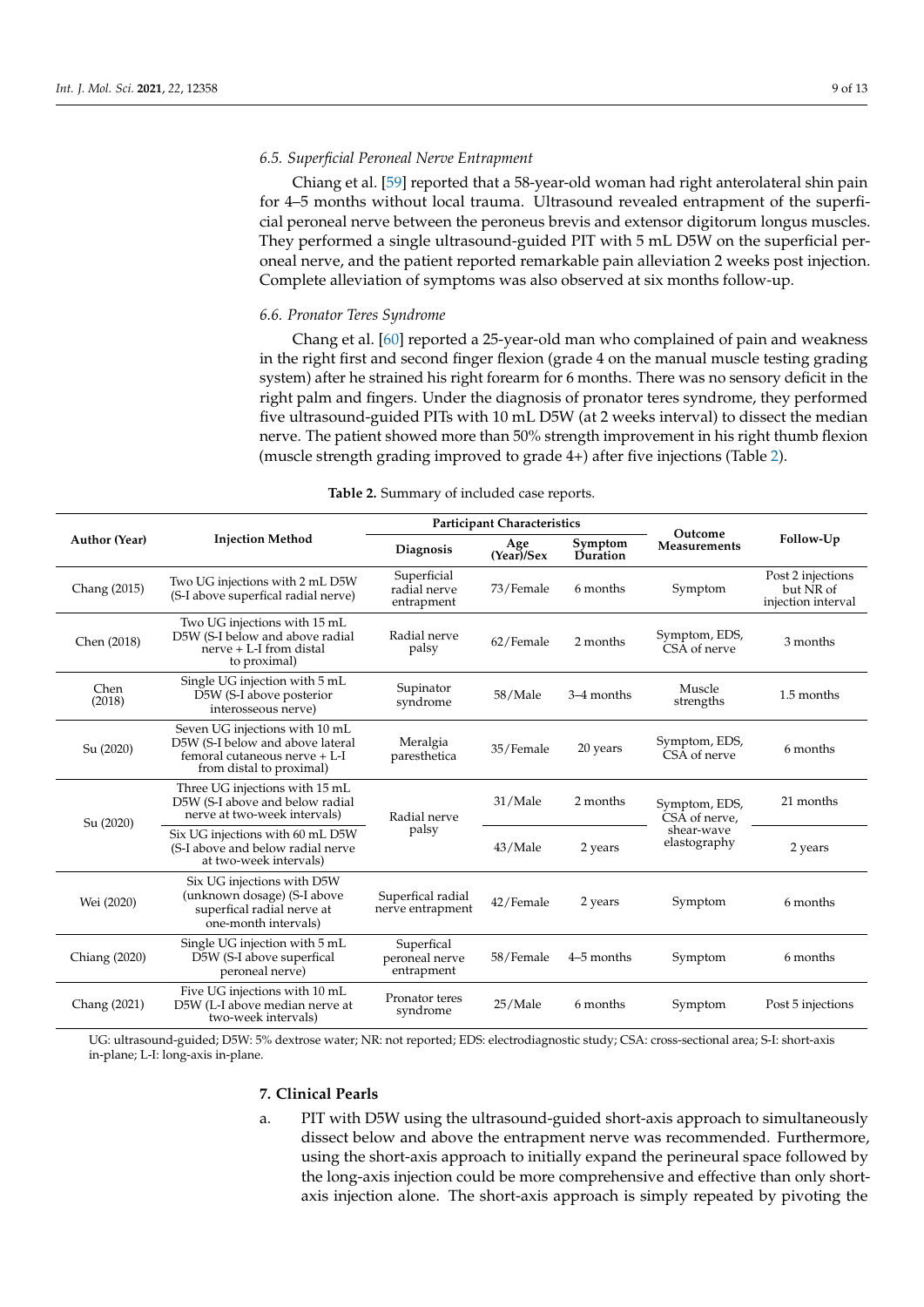### 6.5. Superficial Peroneal Nerve Entrapment

Chiang et al. [59] reported that a 58-year-old woman had right anterolateral shin pain for 4–5 months without local trauma. Ultrasound revealed entrapment of the superficial peroneal nerve between the peroneus brevis and extensor digitorum longus muscles. They performed a single ultrasound-guided PIT with 5 mL D5W on the superficial peroneal nerve, and the patient reported remarkable pain alleviation 2 weeks post injection. Complete alleviation of symptoms was also observed at six months follow-up.

### 6.6. Pronator Teres Syndrome

Chang et al. [60] reported a 25-year-old man who complained of pain and weakness in the right first and second finger flexion (grade 4 on the manual muscle testing grading system) after he strained his right forearm for 6 months. There was no sensory deficit in the right palm and fingers. Under the diagnosis of pronator teres syndrome, they performed five ultrasound-guided PITs with 10 mL D5W (at 2 weeks interval) to dissect the median nerve. The patient showed more than 50% strength improvement in his right thumb flexion (muscle strength grading improved to grade 4+) after five injections (Table 2).

**Table 2.** Summary of included case reports.

| Author (Year) | Injection Method | Participant Characteristics | | | Outcome Measurements | Follow-Up |
|---|---|---|---|---|---|---|
| | | Diagnosis | Age (Year)/Sex | Symptom Duration | | |
| Chang (2015) | Two UG injections with 2 mL D5W (S-I above superfical radial nerve) | Superficial radial nerve entrapment | 73/Female | 6 months | Symptom | Post 2 injections but NR of injection interval |
| Chen (2018) | Two UG injections with 15 mL D5W (S-I below and above radial nerve + L-I from distal to proximal) | Radial nerve palsy | 62/Female | 2 months | Symptom, EDS, CSA of nerve | 3 months |
| Chen (2018) | Single UG injection with 5 mL D5W (S-I above posterior interosseous nerve) | Supinator syndrome | 58/Male | 3–4 months | Muscle strengths | 1.5 months |
| Su (2020) | Seven UG injections with 10 mL D5W (S-I below and above lateral femoral cutaneous nerve + L-I from distal to proximal) | Meralgia paresthetica | 35/Female | 20 years | Symptom, EDS, CSA of nerve | 6 months |
| Su (2020) | Three UG injections with 15 mL D5W (S-I above and below radial nerve at two-week intervals) | Radial nerve palsy | 31/Male | 2 months | Symptom, EDS, CSA of nerve, shear-wave elastography | 21 months |
| | Six UG injections with 60 mL D5W (S-I above and below radial nerve at two-week intervals) | | 43/Male | 2 years | | 2 years |
| Wei (2020) | Six UG injections with D5W (unknown dosage) (S-I above superfical radial nerve at one-month intervals) | Superfical radial nerve entrapment | 42/Female | 2 years | Symptom | 6 months |
| Chiang (2020) | Single UG injection with 5 mL D5W (S-I above superfical peroneal nerve) | Superfical peroneal nerve entrapment | 58/Female | 4–5 months | Symptom | 6 months |
| Chang (2021) | Five UG injections with 10 mL D5W (L-I above median nerve at two-week intervals) | Pronator teres syndrome | 25/Male | 6 months | Symptom | Post 5 injections |

UG: ultrasound-guided; D5W: 5% dextrose water; NR: not reported; EDS: electrodiagnostic study; CSA: cross-sectional area; S-I: short-axis in-plane; L-I: long-axis in-plane.

## 7. Clinical Pearls

a. PIT with D5W using the ultrasound-guided short-axis approach to simultaneously dissect below and above the entrapment nerve was recommended. Furthermore, using the short-axis approach to initially expand the perineural space followed by the long-axis injection could be more comprehensive and effective than only short-axis injection alone. The short-axis approach is simply repeated by pivoting the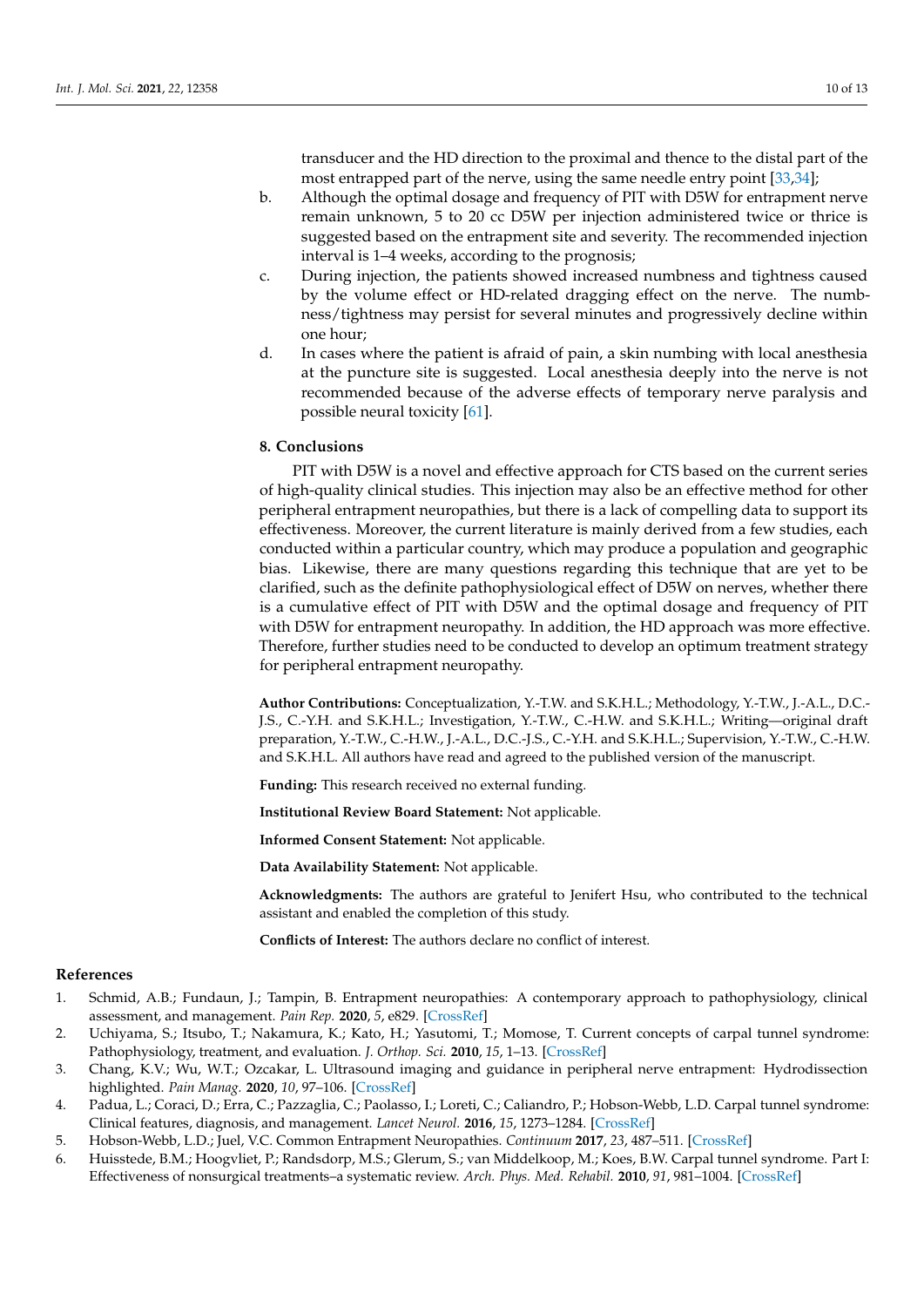transducer and the HD direction to the proximal and thence to the distal part of the most entrapped part of the nerve, using the same needle entry point [33,34];

b. Although the optimal dosage and frequency of PIT with D5W for entrapment nerve remain unknown, 5 to 20 cc D5W per injection administered twice or thrice is suggested based on the entrapment site and severity. The recommended injection interval is 1–4 weeks, according to the prognosis;

c. During injection, the patients showed increased numbness and tightness caused by the volume effect or HD-related dragging effect on the nerve. The numbness/tightness may persist for several minutes and progressively decline within one hour;

d. In cases where the patient is afraid of pain, a skin numbing with local anesthesia at the puncture site is suggested. Local anesthesia deeply into the nerve is not recommended because of the adverse effects of temporary nerve paralysis and possible neural toxicity [61].

## 8. Conclusions

PIT with D5W is a novel and effective approach for CTS based on the current series of high-quality clinical studies. This injection may also be an effective method for other peripheral entrapment neuropathies, but there is a lack of compelling data to support its effectiveness. Moreover, the current literature is mainly derived from a few studies, each conducted within a particular country, which may produce a population and geographic bias. Likewise, there are many questions regarding this technique that are yet to be clarified, such as the definite pathophysiological effect of D5W on nerves, whether there is a cumulative effect of PIT with D5W and the optimal dosage and frequency of PIT with D5W for entrapment neuropathy. In addition, the HD approach was more effective. Therefore, further studies need to be conducted to develop an optimum treatment strategy for peripheral entrapment neuropathy.

**Author Contributions:** Conceptualization, Y.-T.W. and S.K.H.L.; Methodology, Y.-T.W., J.-A.L., D.C.-J.S., C.-Y.H. and S.K.H.L.; Investigation, Y.-T.W., C.-H.W. and S.K.H.L.; Writing—original draft preparation, Y.-T.W., C.-H.W., J.-A.L., D.C.-J.S., C.-Y.H. and S.K.H.L.; Supervision, Y.-T.W., C.-H.W. and S.K.H.L. All authors have read and agreed to the published version of the manuscript.

**Funding:** This research received no external funding.

**Institutional Review Board Statement:** Not applicable.

**Informed Consent Statement:** Not applicable.

**Data Availability Statement:** Not applicable.

**Acknowledgments:** The authors are grateful to Jenifert Hsu, who contributed to the technical assistant and enabled the completion of this study.

**Conflicts of Interest:** The authors declare no conflict of interest.

## References

1. Schmid, A.B.; Fundaun, J.; Tampin, B. Entrapment neuropathies: A contemporary approach to pathophysiology, clinical assessment, and management. *Pain Rep.* **2020**, *5*, e829. [CrossRef]
2. Uchiyama, S.; Itsubo, T.; Nakamura, K.; Kato, H.; Yasutomi, T.; Momose, T. Current concepts of carpal tunnel syndrome: Pathophysiology, treatment, and evaluation. *J. Orthop. Sci.* **2010**, *15*, 1–13. [CrossRef]
3. Chang, K.V.; Wu, W.T.; Ozcakar, L. Ultrasound imaging and guidance in peripheral nerve entrapment: Hydrodissection highlighted. *Pain Manag.* **2020**, *10*, 97–106. [CrossRef]
4. Padua, L.; Coraci, D.; Erra, C.; Pazzaglia, C.; Paolasso, I.; Loreti, C.; Caliandro, P.; Hobson-Webb, L.D. Carpal tunnel syndrome: Clinical features, diagnosis, and management. *Lancet Neurol.* **2016**, *15*, 1273–1284. [CrossRef]
5. Hobson-Webb, L.D.; Juel, V.C. Common Entrapment Neuropathies. *Continuum* **2017**, *23*, 487–511. [CrossRef]
6. Huisstede, B.M.; Hoogvliet, P.; Randsdorp, M.S.; Glerum, S.; van Middelkoop, M.; Koes, B.W. Carpal tunnel syndrome. Part I: Effectiveness of nonsurgical treatments–a systematic review. *Arch. Phys. Med. Rehabil.* **2010**, *91*, 981–1004. [CrossRef]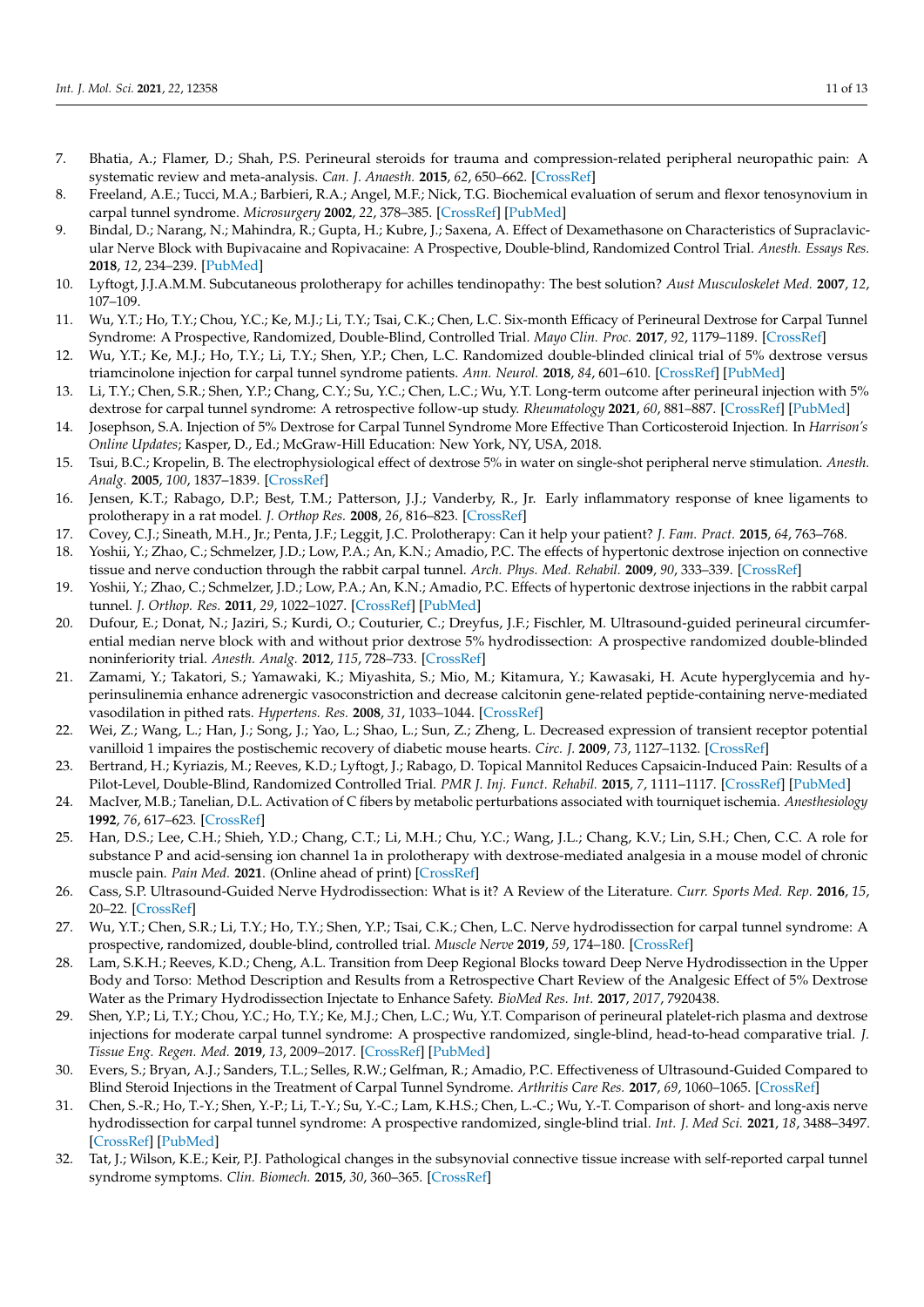7. Bhatia, A.; Flamer, D.; Shah, P.S. Perineural steroids for trauma and compression-related peripheral neuropathic pain: A systematic review and meta-analysis. *Can. J. Anaesth.* **2015**, *62*, 650–662. [CrossRef]
8. Freeland, A.E.; Tucci, M.A.; Barbieri, R.A.; Angel, M.F.; Nick, T.G. Biochemical evaluation of serum and flexor tenosynovium in carpal tunnel syndrome. *Microsurgery* **2002**, *22*, 378–385. [CrossRef] [PubMed]
9. Bindal, D.; Narang, N.; Mahindra, R.; Gupta, H.; Kubre, J.; Saxena, A. Effect of Dexamethasone on Characteristics of Supraclavicular Nerve Block with Bupivacaine and Ropivacaine: A Prospective, Double-blind, Randomized Control Trial. *Anesth. Essays Res.* **2018**, *12*, 234–239. [PubMed]
10. Lyftogt, J.J.A.M.M. Subcutaneous prolotherapy for achilles tendinopathy: The best solution? *Aust Musculoskelet Med.* **2007**, *12*, 107–109.
11. Wu, Y.T.; Ho, T.Y.; Chou, Y.C.; Ke, M.J.; Li, T.Y.; Tsai, C.K.; Chen, L.C. Six-month Efficacy of Perineural Dextrose for Carpal Tunnel Syndrome: A Prospective, Randomized, Double-Blind, Controlled Trial. *Mayo Clin. Proc.* **2017**, *92*, 1179–1189. [CrossRef]
12. Wu, Y.T.; Ke, M.J.; Ho, T.Y.; Li, T.Y.; Shen, Y.P.; Chen, L.C. Randomized double-blinded clinical trial of 5% dextrose versus triamcinolone injection for carpal tunnel syndrome patients. *Ann. Neurol.* **2018**, *84*, 601–610. [CrossRef] [PubMed]
13. Li, T.Y.; Chen, S.R.; Shen, Y.P.; Chang, C.Y.; Su, Y.C.; Chen, L.C.; Wu, Y.T. Long-term outcome after perineural injection with 5% dextrose for carpal tunnel syndrome: A retrospective follow-up study. *Rheumatology* **2021**, *60*, 881–887. [CrossRef] [PubMed]
14. Josephson, S.A. Injection of 5% Dextrose for Carpal Tunnel Syndrome More Effective Than Corticosteroid Injection. In *Harrison's Online Updates*; Kasper, D., Ed.; McGraw-Hill Education: New York, NY, USA, 2018.
15. Tsui, B.C.; Kropelin, B. The electrophysiological effect of dextrose 5% in water on single-shot peripheral nerve stimulation. *Anesth. Analg.* **2005**, *100*, 1837–1839. [CrossRef]
16. Jensen, K.T.; Rabago, D.P.; Best, T.M.; Patterson, J.J.; Vanderby, R., Jr. Early inflammatory response of knee ligaments to prolotherapy in a rat model. *J. Orthop Res.* **2008**, *26*, 816–823. [CrossRef]
17. Covey, C.J.; Sineath, M.H., Jr.; Penta, J.F.; Leggit, J.C. Prolotherapy: Can it help your patient? *J. Fam. Pract.* **2015**, *64*, 763–768.
18. Yoshii, Y.; Zhao, C.; Schmelzer, J.D.; Low, P.A.; An, K.N.; Amadio, P.C. The effects of hypertonic dextrose injection on connective tissue and nerve conduction through the rabbit carpal tunnel. *Arch. Phys. Med. Rehabil.* **2009**, *90*, 333–339. [CrossRef]
19. Yoshii, Y.; Zhao, C.; Schmelzer, J.D.; Low, P.A.; An, K.N.; Amadio, P.C. Effects of hypertonic dextrose injections in the rabbit carpal tunnel. *J. Orthop. Res.* **2011**, *29*, 1022–1027. [CrossRef] [PubMed]
20. Dufour, E.; Donat, N.; Jaziri, S.; Kurdi, O.; Couturier, C.; Dreyfus, J.F.; Fischler, M. Ultrasound-guided perineural circumferential median nerve block with and without prior dextrose 5% hydrodissection: A prospective randomized double-blinded noninferiority trial. *Anesth. Analg.* **2012**, *115*, 728–733. [CrossRef]
21. Zamami, Y.; Takatori, S.; Yamawaki, K.; Miyashita, S.; Mio, M.; Kitamura, Y.; Kawasaki, H. Acute hyperglycemia and hyperinsulinemia enhance adrenergic vasoconstriction and decrease calcitonin gene-related peptide-containing nerve-mediated vasodilation in pithed rats. *Hypertens. Res.* **2008**, *31*, 1033–1044. [CrossRef]
22. Wei, Z.; Wang, L.; Han, J.; Song, J.; Yao, L.; Shao, L.; Sun, Z.; Zheng, L. Decreased expression of transient receptor potential vanilloid 1 impaires the postischemic recovery of diabetic mouse hearts. *Circ. J.* **2009**, *73*, 1127–1132. [CrossRef]
23. Bertrand, H.; Kyriazis, M.; Reeves, K.D.; Lyftogt, J.; Rabago, D. Topical Mannitol Reduces Capsaicin-Induced Pain: Results of a Pilot-Level, Double-Blind, Randomized Controlled Trial. *PMR J. Inj. Funct. Rehabil.* **2015**, *7*, 1111–1117. [CrossRef] [PubMed]
24. MacIver, M.B.; Tanelian, D.L. Activation of C fibers by metabolic perturbations associated with tourniquet ischemia. *Anesthesiology* **1992**, *76*, 617–623. [CrossRef]
25. Han, D.S.; Lee, C.H.; Shieh, Y.D.; Chang, C.T.; Li, M.H.; Chu, Y.C.; Wang, J.L.; Chang, K.V.; Lin, S.H.; Chen, C.C. A role for substance P and acid-sensing ion channel 1a in prolotherapy with dextrose-mediated analgesia in a mouse model of chronic muscle pain. *Pain Med.* **2021**. (Online ahead of print) [CrossRef]
26. Cass, S.P. Ultrasound-Guided Nerve Hydrodissection: What is it? A Review of the Literature. *Curr. Sports Med. Rep.* **2016**, *15*, 20–22. [CrossRef]
27. Wu, Y.T.; Chen, S.R.; Li, T.Y.; Ho, T.Y.; Shen, Y.P.; Tsai, C.K.; Chen, L.C. Nerve hydrodissection for carpal tunnel syndrome: A prospective, randomized, double-blind, controlled trial. *Muscle Nerve* **2019**, *59*, 174–180. [CrossRef]
28. Lam, S.K.H.; Reeves, K.D.; Cheng, A.L. Transition from Deep Regional Blocks toward Deep Nerve Hydrodissection in the Upper Body and Torso: Method Description and Results from a Retrospective Chart Review of the Analgesic Effect of 5% Dextrose Water as the Primary Hydrodissection Injectate to Enhance Safety. *BioMed Res. Int.* **2017**, *2017*, 7920438.
29. Shen, Y.P.; Li, T.Y.; Chou, Y.C.; Ho, T.Y.; Ke, M.J.; Chen, L.C.; Wu, Y.T. Comparison of perineural platelet-rich plasma and dextrose injections for moderate carpal tunnel syndrome: A prospective randomized, single-blind, head-to-head comparative trial. *J. Tissue Eng. Regen. Med.* **2019**, *13*, 2009–2017. [CrossRef] [PubMed]
30. Evers, S.; Bryan, A.J.; Sanders, T.L.; Selles, R.W.; Gelfman, R.; Amadio, P.C. Effectiveness of Ultrasound-Guided Compared to Blind Steroid Injections in the Treatment of Carpal Tunnel Syndrome. *Arthritis Care Res.* **2017**, *69*, 1060–1065. [CrossRef]
31. Chen, S.-R.; Ho, T.-Y.; Shen, Y.-P.; Li, T.-Y.; Su, Y.-C.; Lam, K.H.S.; Chen, L.-C.; Wu, Y.-T. Comparison of short- and long-axis nerve hydrodissection for carpal tunnel syndrome: A prospective randomized, single-blind trial. *Int. J. Med Sci.* **2021**, *18*, 3488–3497. [CrossRef] [PubMed]
32. Tat, J.; Wilson, K.E.; Keir, P.J. Pathological changes in the subsynovial connective tissue increase with self-reported carpal tunnel syndrome symptoms. *Clin. Biomech.* **2015**, *30*, 360–365. [CrossRef]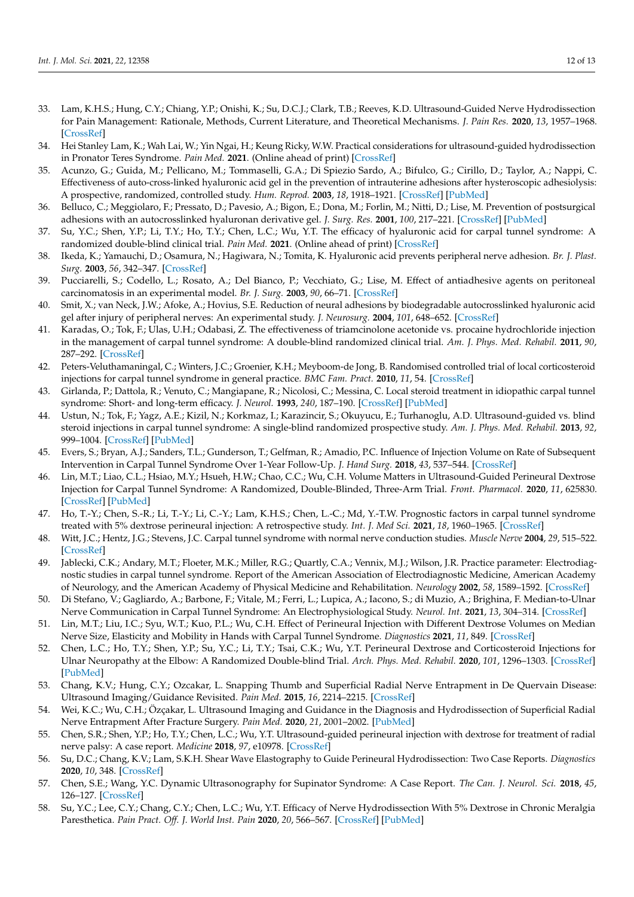33. Lam, K.H.S.; Hung, C.Y.; Chiang, Y.P.; Onishi, K.; Su, D.C.J.; Clark, T.B.; Reeves, K.D. Ultrasound-Guided Nerve Hydrodissection for Pain Management: Rationale, Methods, Current Literature, and Theoretical Mechanisms. *J. Pain Res.* **2020**, *13*, 1957–1968. [CrossRef]
34. Hei Stanley Lam, K.; Wah Lai, W.; Yin Ngai, H.; Keung Ricky, W.W. Practical considerations for ultrasound-guided hydrodissection in Pronator Teres Syndrome. *Pain Med.* **2021**. (Online ahead of print) [CrossRef]
35. Acunzo, G.; Guida, M.; Pellicano, M.; Tommaselli, G.A.; Di Spiezio Sardo, A.; Bifulco, G.; Cirillo, D.; Taylor, A.; Nappi, C. Effectiveness of auto-cross-linked hyaluronic acid gel in the prevention of intrauterine adhesions after hysteroscopic adhesiolysis: A prospective, randomized, controlled study. *Hum. Reprod.* **2003**, *18*, 1918–1921. [CrossRef] [PubMed]
36. Belluco, C.; Meggiolaro, F.; Pressato, D.; Pavesio, A.; Bigon, E.; Dona, M.; Forlin, M.; Nitti, D.; Lise, M. Prevention of postsurgical adhesions with an autocrosslinked hyaluronan derivative gel. *J. Surg. Res.* **2001**, *100*, 217–221. [CrossRef] [PubMed]
37. Su, Y.C.; Shen, Y.P.; Li, T.Y.; Ho, T.Y.; Chen, L.C.; Wu, Y.T. The efficacy of hyaluronic acid for carpal tunnel syndrome: A randomized double-blind clinical trial. *Pain Med.* **2021**. (Online ahead of print) [CrossRef]
38. Ikeda, K.; Yamauchi, D.; Osamura, N.; Hagiwara, N.; Tomita, K. Hyaluronic acid prevents peripheral nerve adhesion. *Br. J. Plast. Surg.* **2003**, *56*, 342–347. [CrossRef]
39. Pucciarelli, S.; Codello, L.; Rosato, A.; Del Bianco, P.; Vecchiato, G.; Lise, M. Effect of antiadhesive agents on peritoneal carcinomatosis in an experimental model. *Br. J. Surg.* **2003**, *90*, 66–71. [CrossRef]
40. Smit, X.; van Neck, J.W.; Afoke, A.; Hovius, S.E. Reduction of neural adhesions by biodegradable autocrosslinked hyaluronic acid gel after injury of peripheral nerves: An experimental study. *J. Neurosurg.* **2004**, *101*, 648–652. [CrossRef]
41. Karadas, O.; Tok, F.; Ulas, U.H.; Odabasi, Z. The effectiveness of triamcinolone acetonide vs. procaine hydrochloride injection in the management of carpal tunnel syndrome: A double-blind randomized clinical trial. *Am. J. Phys. Med. Rehabil.* **2011**, *90*, 287–292. [CrossRef]
42. Peters-Veluthamaningal, C.; Winters, J.C.; Groenier, K.H.; Meyboom-de Jong, B. Randomised controlled trial of local corticosteroid injections for carpal tunnel syndrome in general practice. *BMC Fam. Pract.* **2010**, *11*, 54. [CrossRef]
43. Girlanda, P.; Dattola, R.; Venuto, C.; Mangiapane, R.; Nicolosi, C.; Messina, C. Local steroid treatment in idiopathic carpal tunnel syndrome: Short- and long-term efficacy. *J. Neurol.* **1993**, *240*, 187–190. [CrossRef] [PubMed]
44. Ustun, N.; Tok, F.; Yagz, A.E.; Kizil, N.; Korkmaz, I.; Karazincir, S.; Okuyucu, E.; Turhanoglu, A.D. Ultrasound-guided vs. blind steroid injections in carpal tunnel syndrome: A single-blind randomized prospective study. *Am. J. Phys. Med. Rehabil.* **2013**, *92*, 999–1004. [CrossRef] [PubMed]
45. Evers, S.; Bryan, A.J.; Sanders, T.L.; Gunderson, T.; Gelfman, R.; Amadio, P.C. Influence of Injection Volume on Rate of Subsequent Intervention in Carpal Tunnel Syndrome Over 1-Year Follow-Up. *J. Hand Surg.* **2018**, *43*, 537–544. [CrossRef]
46. Lin, M.T.; Liao, C.L.; Hsiao, M.Y.; Hsueh, H.W.; Chao, C.C.; Wu, C.H. Volume Matters in Ultrasound-Guided Perineural Dextrose Injection for Carpal Tunnel Syndrome: A Randomized, Double-Blinded, Three-Arm Trial. *Front. Pharmacol.* **2020**, *11*, 625830. [CrossRef] [PubMed]
47. Ho, T.-Y.; Chen, S.-R.; Li, T.-Y.; Li, C.-Y.; Lam, K.H.S.; Chen, L.-C.; Md, Y.-T.W. Prognostic factors in carpal tunnel syndrome treated with 5% dextrose perineural injection: A retrospective study. *Int. J. Med Sci.* **2021**, *18*, 1960–1965. [CrossRef]
48. Witt, J.C.; Hentz, J.G.; Stevens, J.C. Carpal tunnel syndrome with normal nerve conduction studies. *Muscle Nerve* **2004**, *29*, 515–522. [CrossRef]
49. Jablecki, C.K.; Andary, M.T.; Floeter, M.K.; Miller, R.G.; Quartly, C.A.; Vennix, M.J.; Wilson, J.R. Practice parameter: Electrodiagnostic studies in carpal tunnel syndrome. Report of the American Association of Electrodiagnostic Medicine, American Academy of Neurology, and the American Academy of Physical Medicine and Rehabilitation. *Neurology* **2002**, *58*, 1589–1592. [CrossRef]
50. Di Stefano, V.; Gagliardo, A.; Barbone, F.; Vitale, M.; Ferri, L.; Lupica, A.; Iacono, S.; di Muzio, A.; Brighina, F. Median-to-Ulnar Nerve Communication in Carpal Tunnel Syndrome: An Electrophysiological Study. *Neurol. Int.* **2021**, *13*, 304–314. [CrossRef]
51. Lin, M.T.; Liu, I.C.; Syu, W.T.; Kuo, P.L.; Wu, C.H. Effect of Perineural Injection with Different Dextrose Volumes on Median Nerve Size, Elasticity and Mobility in Hands with Carpal Tunnel Syndrome. *Diagnostics* **2021**, *11*, 849. [CrossRef]
52. Chen, L.C.; Ho, T.Y.; Shen, Y.P.; Su, Y.C.; Li, T.Y.; Tsai, C.K.; Wu, Y.T. Perineural Dextrose and Corticosteroid Injections for Ulnar Neuropathy at the Elbow: A Randomized Double-blind Trial. *Arch. Phys. Med. Rehabil.* **2020**, *101*, 1296–1303. [CrossRef] [PubMed]
53. Chang, K.V.; Hung, C.Y.; Ozcakar, L. Snapping Thumb and Superficial Radial Nerve Entrapment in De Quervain Disease: Ultrasound Imaging/Guidance Revisited. *Pain Med.* **2015**, *16*, 2214–2215. [CrossRef]
54. Wei, K.C.; Wu, C.H.; Özçakar, L. Ultrasound Imaging and Guidance in the Diagnosis and Hydrodissection of Superficial Radial Nerve Entrapment After Fracture Surgery. *Pain Med.* **2020**, *21*, 2001–2002. [PubMed]
55. Chen, S.R.; Shen, Y.P.; Ho, T.Y.; Chen, L.C.; Wu, Y.T. Ultrasound-guided perineural injection with dextrose for treatment of radial nerve palsy: A case report. *Medicine* **2018**, *97*, e10978. [CrossRef]
56. Su, D.C.; Chang, K.V.; Lam, S.K.H. Shear Wave Elastography to Guide Perineural Hydrodissection: Two Case Reports. *Diagnostics* **2020**, *10*, 348. [CrossRef]
57. Chen, S.E.; Wang, Y.C. Dynamic Ultrasonography for Supinator Syndrome: A Case Report. *The Can. J. Neurol. Sci.* **2018**, *45*, 126–127. [CrossRef]
58. Su, Y.C.; Lee, C.Y.; Chang, C.Y.; Chen, L.C.; Wu, Y.T. Efficacy of Nerve Hydrodissection With 5% Dextrose in Chronic Meralgia Paresthetica. *Pain Pract. Off. J. World Inst. Pain* **2020**, *20*, 566–567. [CrossRef] [PubMed]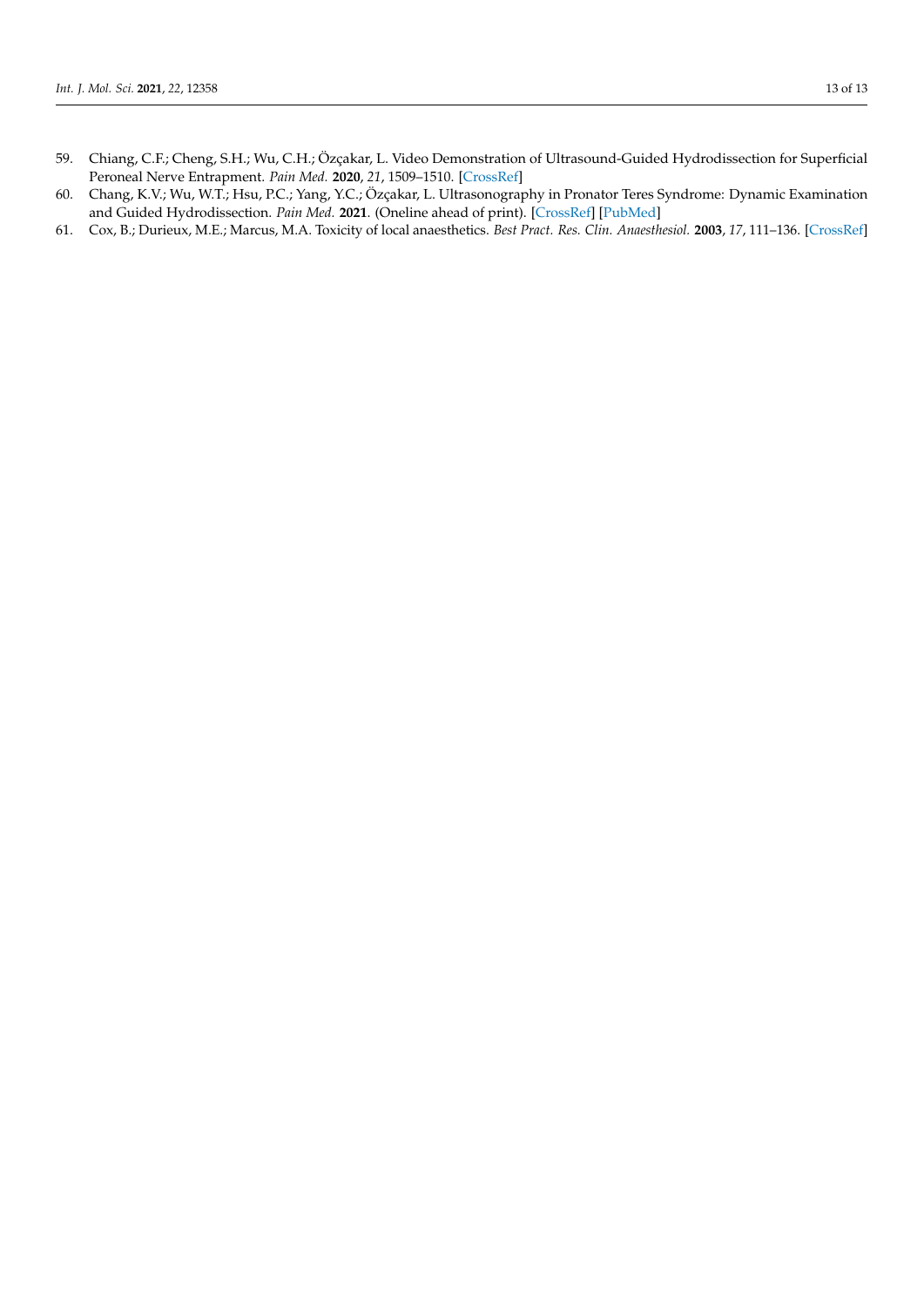59. Chiang, C.F.; Cheng, S.H.; Wu, C.H.; Özçakar, L. Video Demonstration of Ultrasound-Guided Hydrodissection for Superficial Peroneal Nerve Entrapment. *Pain Med.* **2020**, *21*, 1509–1510. [CrossRef]
60. Chang, K.V.; Wu, W.T.; Hsu, P.C.; Yang, Y.C.; Özçakar, L. Ultrasonography in Pronator Teres Syndrome: Dynamic Examination and Guided Hydrodissection. *Pain Med.* **2021**. (Oneline ahead of print). [CrossRef] [PubMed]
61. Cox, B.; Durieux, M.E.; Marcus, M.A. Toxicity of local anaesthetics. *Best Pract. Res. Clin. Anaesthesiol.* **2003**, *17*, 111–136. [CrossRef]